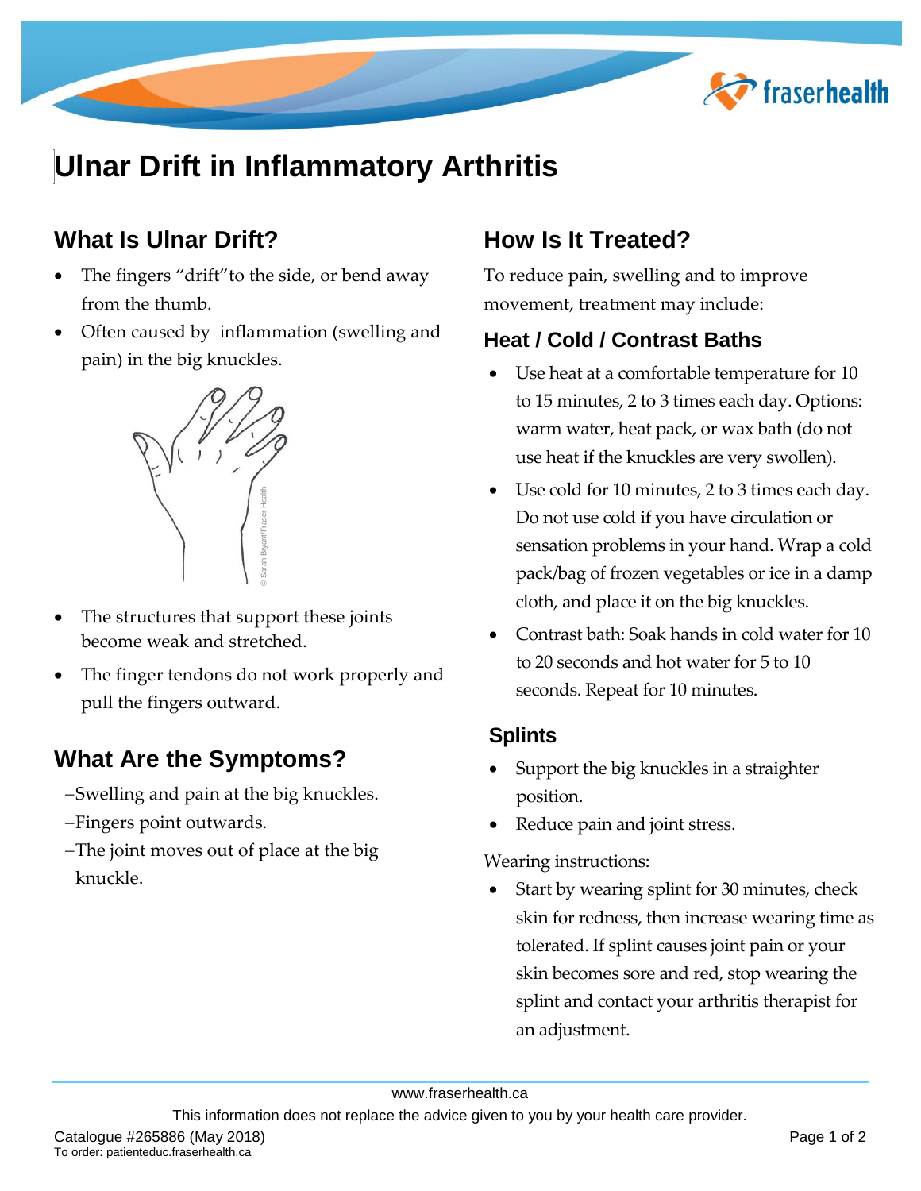# Ulnar Drift in Inflammatory Arthritis

## What Is Ulnar Drift?

- The fingers "drift" to the side, or bend away from the thumb.
- Often caused by inflammation (swelling and pain) in the big knuckles.

© Sarah Bryant/Fraser Health

- The structures that support these joints become weak and stretched.
- The finger tendons do not work properly and pull the fingers outward.

## What Are the Symptoms?

– Swelling and pain at the big knuckles.
– Fingers point outwards.
– The joint moves out of place at the big knuckle.

## How Is It Treated?

To reduce pain, swelling and to improve movement, treatment may include:

### Heat / Cold / Contrast Baths

- Use heat at a comfortable temperature for 10 to 15 minutes, 2 to 3 times each day. Options: warm water, heat pack, or wax bath (do not use heat if the knuckles are very swollen).
- Use cold for 10 minutes, 2 to 3 times each day. Do not use cold if you have circulation or sensation problems in your hand. Wrap a cold pack/bag of frozen vegetables or ice in a damp cloth, and place it on the big knuckles.
- Contrast bath: Soak hands in cold water for 10 to 20 seconds and hot water for 5 to 10 seconds. Repeat for 10 minutes.

### Splints

- Support the big knuckles in a straighter position.
- Reduce pain and joint stress.

Wearing instructions:

- Start by wearing splint for 30 minutes, check skin for redness, then increase wearing time as tolerated. If splint causes joint pain or your skin becomes sore and red, stop wearing the splint and contact your arthritis therapist for an adjustment.

www.fraserhealth.ca

This information does not replace the advice given to you by your health care provider.

Catalogue #265886 (May 2018)
To order: patienteduc.fraserhealth.ca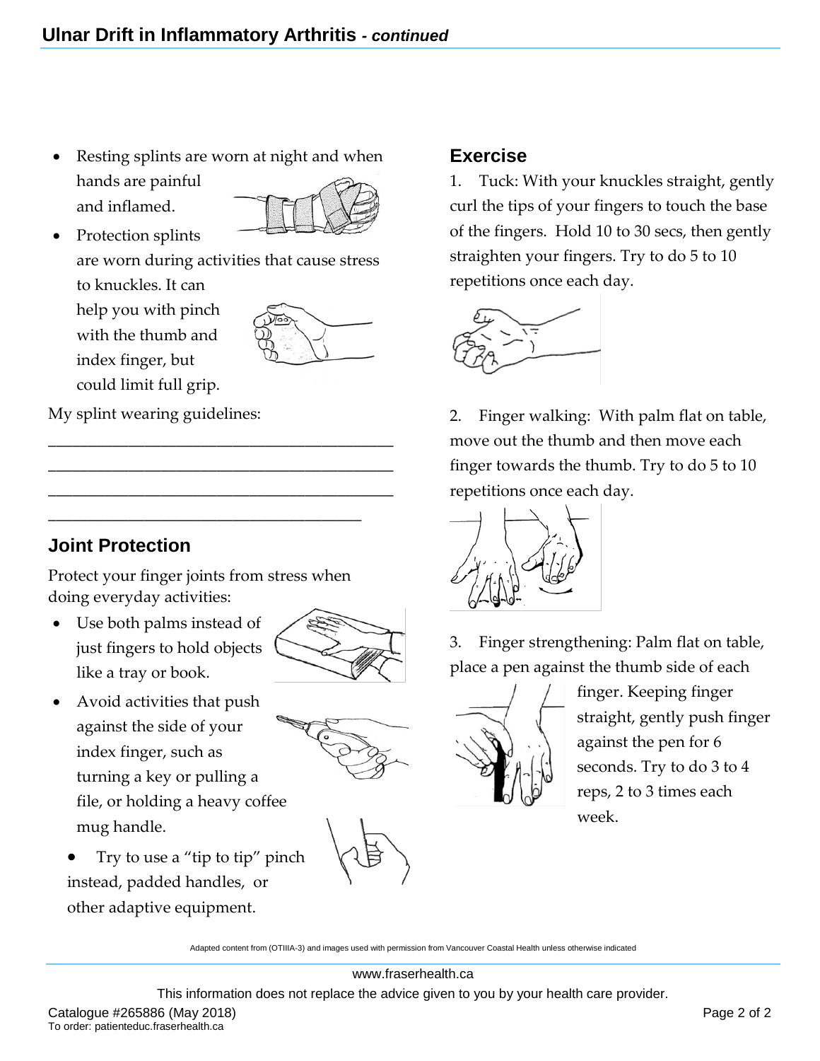- Resting splints are worn at night and when hands are painful and inflamed.
- Protection splints are worn during activities that cause stress to knuckles. It can help you with pinch with the thumb and index finger, but could limit full grip.

My splint wearing guidelines:

___________________________________________
___________________________________________
___________________________________________
_______________________________________

## Joint Protection

Protect your finger joints from stress when doing everyday activities:

- Use both palms instead of just fingers to hold objects like a tray or book.
- Avoid activities that push against the side of your index finger, such as turning a key or pulling a file, or holding a heavy coffee mug handle.
- Try to use a "tip to tip" pinch instead, padded handles, or other adaptive equipment.

## Exercise

1. Tuck: With your knuckles straight, gently curl the tips of your fingers to touch the base of the fingers. Hold 10 to 30 secs, then gently straighten your fingers. Try to do 5 to 10 repetitions once each day.

2. Finger walking: With palm flat on table, move out the thumb and then move each finger towards the thumb. Try to do 5 to 10 repetitions once each day.

3. Finger strengthening: Palm flat on table, place a pen against the thumb side of each finger. Keeping finger straight, gently push finger against the pen for 6 seconds. Try to do 3 to 4 reps, 2 to 3 times each week.

Adapted content from (OTIIIA-3) and images used with permission from Vancouver Coastal Health unless otherwise indicated

www.fraserhealth.ca

This information does not replace the advice given to you by your health care provider.

Catalogue #265886 (May 2018)
To order: patienteduc.fraserhealth.ca